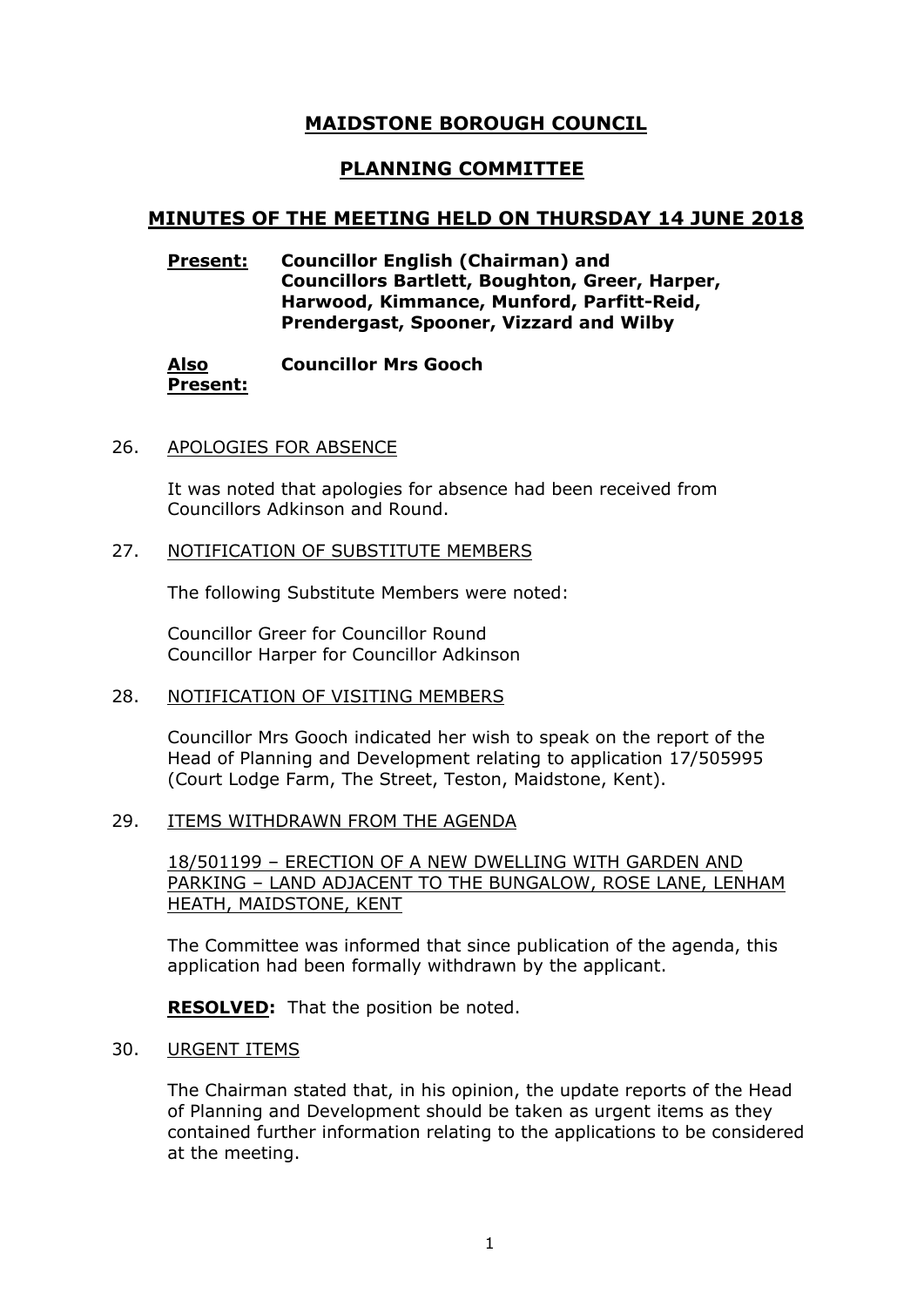# MAIDSTONE BOROUGH COUNCIL

## PLANNING COMMITTEE

## MINUTES OF THE MEETING HELD ON THURSDAY 14 JUNE 2018

**Present:** **Councillor English (Chairman) and Councillors Bartlett, Boughton, Greer, Harper, Harwood, Kimmance, Munford, Parfitt-Reid, Prendergast, Spooner, Vizzard and Wilby**

**Also Present:** **Councillor Mrs Gooch**

26. APOLOGIES FOR ABSENCE

    It was noted that apologies for absence had been received from Councillors Adkinson and Round.

27. NOTIFICATION OF SUBSTITUTE MEMBERS

    The following Substitute Members were noted:

    Councillor Greer for Councillor Round
    Councillor Harper for Councillor Adkinson

28. NOTIFICATION OF VISITING MEMBERS

    Councillor Mrs Gooch indicated her wish to speak on the report of the Head of Planning and Development relating to application 17/505995 (Court Lodge Farm, The Street, Teston, Maidstone, Kent).

29. ITEMS WITHDRAWN FROM THE AGENDA

    18/501199 – ERECTION OF A NEW DWELLING WITH GARDEN AND PARKING – LAND ADJACENT TO THE BUNGALOW, ROSE LANE, LENHAM HEATH, MAIDSTONE, KENT

    The Committee was informed that since publication of the agenda, this application had been formally withdrawn by the applicant.

    **RESOLVED:** That the position be noted.

30. URGENT ITEMS

    The Chairman stated that, in his opinion, the update reports of the Head of Planning and Development should be taken as urgent items as they contained further information relating to the applications to be considered at the meeting.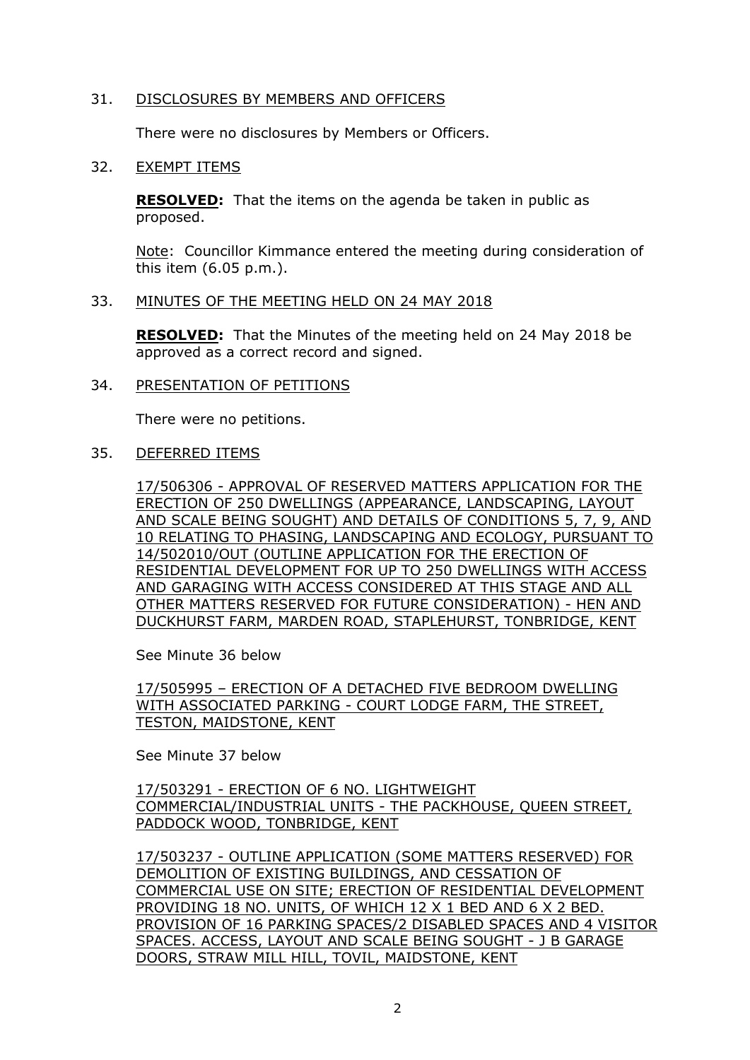31. DISCLOSURES BY MEMBERS AND OFFICERS

    There were no disclosures by Members or Officers.

32. EXEMPT ITEMS

    **RESOLVED:** That the items on the agenda be taken in public as proposed.

    Note: Councillor Kimmance entered the meeting during consideration of this item (6.05 p.m.).

33. MINUTES OF THE MEETING HELD ON 24 MAY 2018

    **RESOLVED:** That the Minutes of the meeting held on 24 May 2018 be approved as a correct record and signed.

34. PRESENTATION OF PETITIONS

    There were no petitions.

35. DEFERRED ITEMS

    17/506306 - APPROVAL OF RESERVED MATTERS APPLICATION FOR THE ERECTION OF 250 DWELLINGS (APPEARANCE, LANDSCAPING, LAYOUT AND SCALE BEING SOUGHT) AND DETAILS OF CONDITIONS 5, 7, 9, AND 10 RELATING TO PHASING, LANDSCAPING AND ECOLOGY, PURSUANT TO 14/502010/OUT (OUTLINE APPLICATION FOR THE ERECTION OF RESIDENTIAL DEVELOPMENT FOR UP TO 250 DWELLINGS WITH ACCESS AND GARAGING WITH ACCESS CONSIDERED AT THIS STAGE AND ALL OTHER MATTERS RESERVED FOR FUTURE CONSIDERATION) - HEN AND DUCKHURST FARM, MARDEN ROAD, STAPLEHURST, TONBRIDGE, KENT

    See Minute 36 below

    17/505995 – ERECTION OF A DETACHED FIVE BEDROOM DWELLING WITH ASSOCIATED PARKING - COURT LODGE FARM, THE STREET, TESTON, MAIDSTONE, KENT

    See Minute 37 below

    17/503291 - ERECTION OF 6 NO. LIGHTWEIGHT COMMERCIAL/INDUSTRIAL UNITS - THE PACKHOUSE, QUEEN STREET, PADDOCK WOOD, TONBRIDGE, KENT

    17/503237 - OUTLINE APPLICATION (SOME MATTERS RESERVED) FOR DEMOLITION OF EXISTING BUILDINGS, AND CESSATION OF COMMERCIAL USE ON SITE; ERECTION OF RESIDENTIAL DEVELOPMENT PROVIDING 18 NO. UNITS, OF WHICH 12 X 1 BED AND 6 X 2 BED. PROVISION OF 16 PARKING SPACES/2 DISABLED SPACES AND 4 VISITOR SPACES. ACCESS, LAYOUT AND SCALE BEING SOUGHT - J B GARAGE DOORS, STRAW MILL HILL, TOVIL, MAIDSTONE, KENT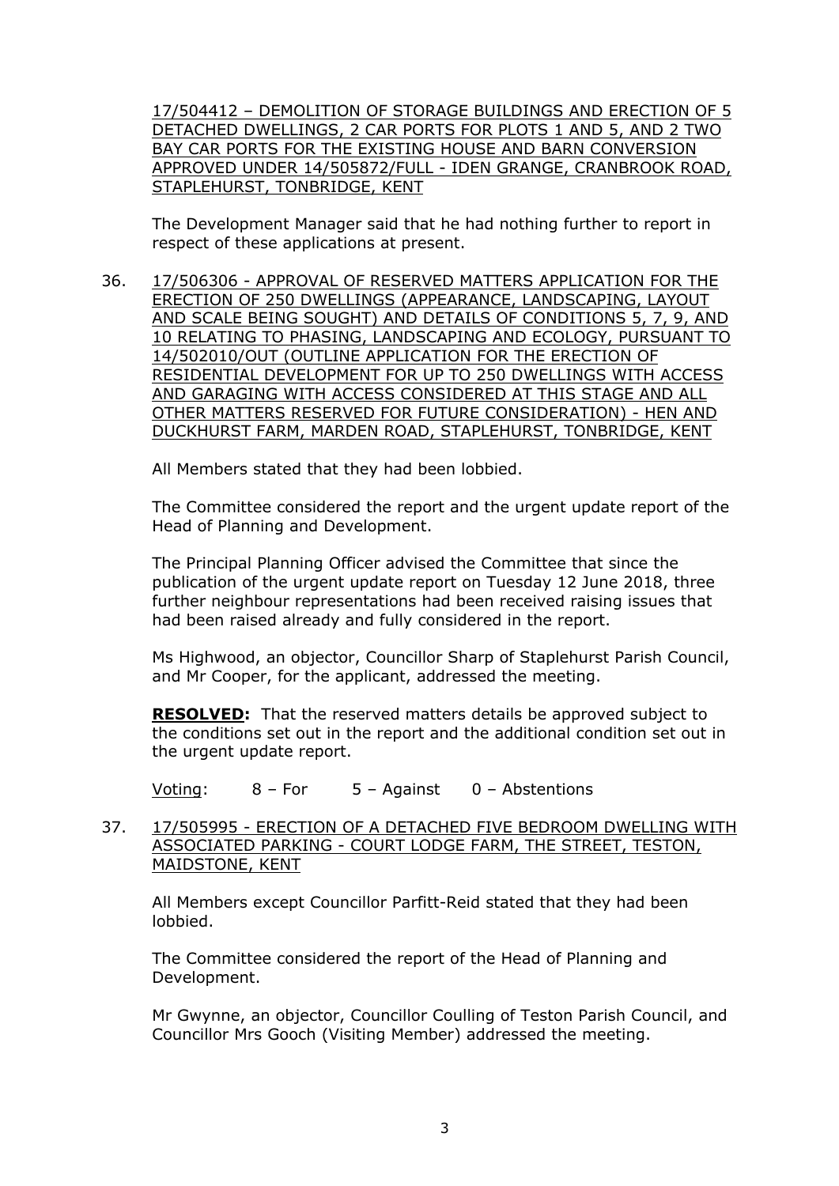17/504412 – DEMOLITION OF STORAGE BUILDINGS AND ERECTION OF 5 DETACHED DWELLINGS, 2 CAR PORTS FOR PLOTS 1 AND 5, AND 2 TWO BAY CAR PORTS FOR THE EXISTING HOUSE AND BARN CONVERSION APPROVED UNDER 14/505872/FULL - IDEN GRANGE, CRANBROOK ROAD, STAPLEHURST, TONBRIDGE, KENT

The Development Manager said that he had nothing further to report in respect of these applications at present.

36. 17/506306 - APPROVAL OF RESERVED MATTERS APPLICATION FOR THE ERECTION OF 250 DWELLINGS (APPEARANCE, LANDSCAPING, LAYOUT AND SCALE BEING SOUGHT) AND DETAILS OF CONDITIONS 5, 7, 9, AND 10 RELATING TO PHASING, LANDSCAPING AND ECOLOGY, PURSUANT TO 14/502010/OUT (OUTLINE APPLICATION FOR THE ERECTION OF RESIDENTIAL DEVELOPMENT FOR UP TO 250 DWELLINGS WITH ACCESS AND GARAGING WITH ACCESS CONSIDERED AT THIS STAGE AND ALL OTHER MATTERS RESERVED FOR FUTURE CONSIDERATION) - HEN AND DUCKHURST FARM, MARDEN ROAD, STAPLEHURST, TONBRIDGE, KENT

All Members stated that they had been lobbied.

The Committee considered the report and the urgent update report of the Head of Planning and Development.

The Principal Planning Officer advised the Committee that since the publication of the urgent update report on Tuesday 12 June 2018, three further neighbour representations had been received raising issues that had been raised already and fully considered in the report.

Ms Highwood, an objector, Councillor Sharp of Staplehurst Parish Council, and Mr Cooper, for the applicant, addressed the meeting.

**RESOLVED:** That the reserved matters details be approved subject to the conditions set out in the report and the additional condition set out in the urgent update report.

Voting: 8 – For 5 – Against 0 – Abstentions

37. 17/505995 - ERECTION OF A DETACHED FIVE BEDROOM DWELLING WITH ASSOCIATED PARKING - COURT LODGE FARM, THE STREET, TESTON, MAIDSTONE, KENT

All Members except Councillor Parfitt-Reid stated that they had been lobbied.

The Committee considered the report of the Head of Planning and Development.

Mr Gwynne, an objector, Councillor Coulling of Teston Parish Council, and Councillor Mrs Gooch (Visiting Member) addressed the meeting.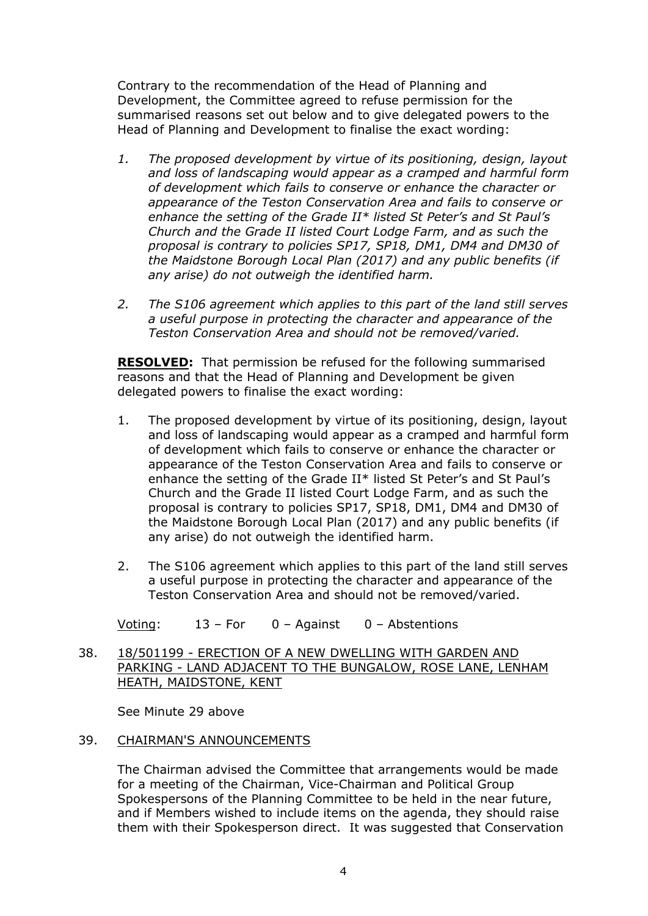Contrary to the recommendation of the Head of Planning and Development, the Committee agreed to refuse permission for the summarised reasons set out below and to give delegated powers to the Head of Planning and Development to finalise the exact wording:

1. *The proposed development by virtue of its positioning, design, layout and loss of landscaping would appear as a cramped and harmful form of development which fails to conserve or enhance the character or appearance of the Teston Conservation Area and fails to conserve or enhance the setting of the Grade II* listed St Peter's and St Paul's Church and the Grade II listed Court Lodge Farm, and as such the proposal is contrary to policies SP17, SP18, DM1, DM4 and DM30 of the Maidstone Borough Local Plan (2017) and any public benefits (if any arise) do not outweigh the identified harm.*

2. *The S106 agreement which applies to this part of the land still serves a useful purpose in protecting the character and appearance of the Teston Conservation Area and should not be removed/varied.*

**RESOLVED:** That permission be refused for the following summarised reasons and that the Head of Planning and Development be given delegated powers to finalise the exact wording:

1. The proposed development by virtue of its positioning, design, layout and loss of landscaping would appear as a cramped and harmful form of development which fails to conserve or enhance the character or appearance of the Teston Conservation Area and fails to conserve or enhance the setting of the Grade II* listed St Peter's and St Paul's Church and the Grade II listed Court Lodge Farm, and as such the proposal is contrary to policies SP17, SP18, DM1, DM4 and DM30 of the Maidstone Borough Local Plan (2017) and any public benefits (if any arise) do not outweigh the identified harm.

2. The S106 agreement which applies to this part of the land still serves a useful purpose in protecting the character and appearance of the Teston Conservation Area and should not be removed/varied.

Voting: 13 – For 0 – Against 0 – Abstentions

38. 18/501199 - ERECTION OF A NEW DWELLING WITH GARDEN AND PARKING - LAND ADJACENT TO THE BUNGALOW, ROSE LANE, LENHAM HEATH, MAIDSTONE, KENT

See Minute 29 above

39. CHAIRMAN'S ANNOUNCEMENTS

The Chairman advised the Committee that arrangements would be made for a meeting of the Chairman, Vice-Chairman and Political Group Spokespersons of the Planning Committee to be held in the near future, and if Members wished to include items on the agenda, they should raise them with their Spokesperson direct. It was suggested that Conservation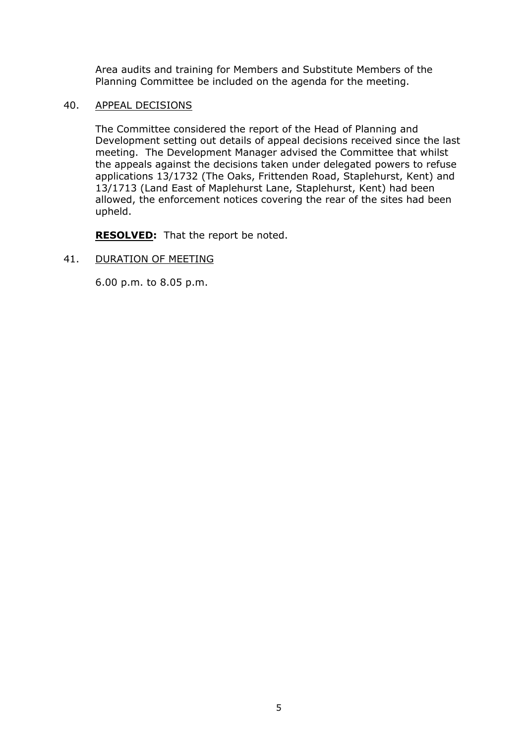Area audits and training for Members and Substitute Members of the Planning Committee be included on the agenda for the meeting.

40. <u>APPEAL DECISIONS</u>

The Committee considered the report of the Head of Planning and Development setting out details of appeal decisions received since the last meeting. The Development Manager advised the Committee that whilst the appeals against the decisions taken under delegated powers to refuse applications 13/1732 (The Oaks, Frittenden Road, Staplehurst, Kent) and 13/1713 (Land East of Maplehurst Lane, Staplehurst, Kent) had been allowed, the enforcement notices covering the rear of the sites had been upheld.

**<u>RESOLVED</u>:** That the report be noted.

41. <u>DURATION OF MEETING</u>

6.00 p.m. to 8.05 p.m.